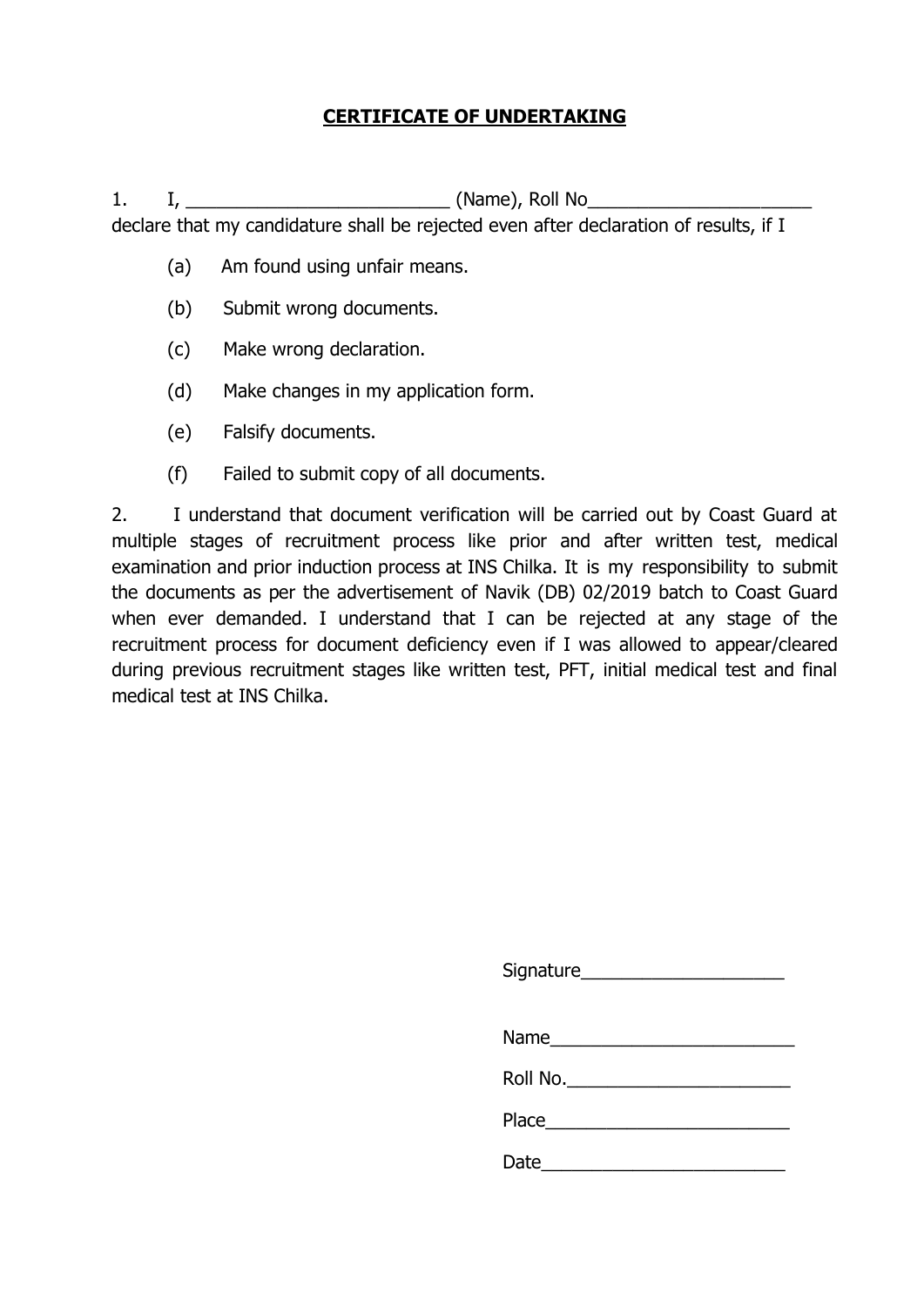# **CERTIFICATE OF UNDERTAKING**

1. I, __________________________ (Name), Roll No______________________ declare that my candidature shall be rejected even after declaration of results, if I

   (a) Am found using unfair means.

   (b) Submit wrong documents.

   (c) Make wrong declaration.

   (d) Make changes in my application form.

   (e) Falsify documents.

   (f) Failed to submit copy of all documents.

2. I understand that document verification will be carried out by Coast Guard at multiple stages of recruitment process like prior and after written test, medical examination and prior induction process at INS Chilka. It is my responsibility to submit the documents as per the advertisement of Navik (DB) 02/2019 batch to Coast Guard when ever demanded. I understand that I can be rejected at any stage of the recruitment process for document deficiency even if I was allowed to appear/cleared during previous recruitment stages like written test, PFT, initial medical test and final medical test at INS Chilka.

Signature____________________

Name________________________

Roll No.______________________

Place________________________

Date_________________________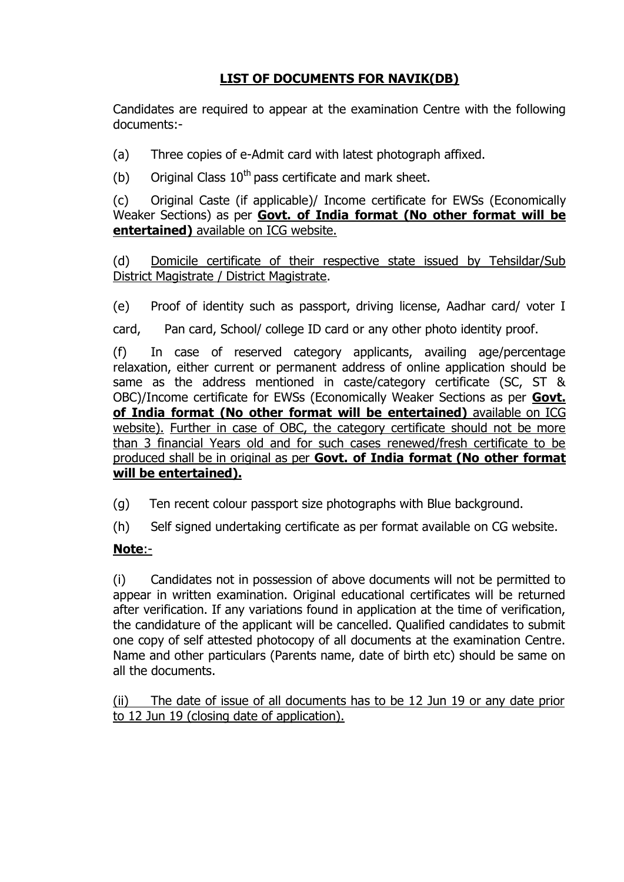## **LIST OF DOCUMENTS FOR NAVIK(DB)**

Candidates are required to appear at the examination Centre with the following documents:-

(a) Three copies of e-Admit card with latest photograph affixed.

(b) Original Class 10th pass certificate and mark sheet.

(c) Original Caste (if applicable)/ Income certificate for EWSs (Economically Weaker Sections) as per **Govt. of India format (No other format will be entertained)** available on ICG website.

(d) Domicile certificate of their respective state issued by Tehsildar/Sub District Magistrate / District Magistrate.

(e) Proof of identity such as passport, driving license, Aadhar card/ voter I card, Pan card, School/ college ID card or any other photo identity proof.

(f) In case of reserved category applicants, availing age/percentage relaxation, either current or permanent address of online application should be same as the address mentioned in caste/category certificate (SC, ST & OBC)/Income certificate for EWSs (Economically Weaker Sections as per **Govt. of India format (No other format will be entertained)** available on ICG website). Further in case of OBC, the category certificate should not be more than 3 financial Years old and for such cases renewed/fresh certificate to be produced shall be in original as per **Govt. of India format (No other format will be entertained).**

(g) Ten recent colour passport size photographs with Blue background.

(h) Self signed undertaking certificate as per format available on CG website.

**Note**:-

(i) Candidates not in possession of above documents will not be permitted to appear in written examination. Original educational certificates will be returned after verification. If any variations found in application at the time of verification, the candidature of the applicant will be cancelled. Qualified candidates to submit one copy of self attested photocopy of all documents at the examination Centre. Name and other particulars (Parents name, date of birth etc) should be same on all the documents.

(ii) The date of issue of all documents has to be 12 Jun 19 or any date prior to 12 Jun 19 (closing date of application).